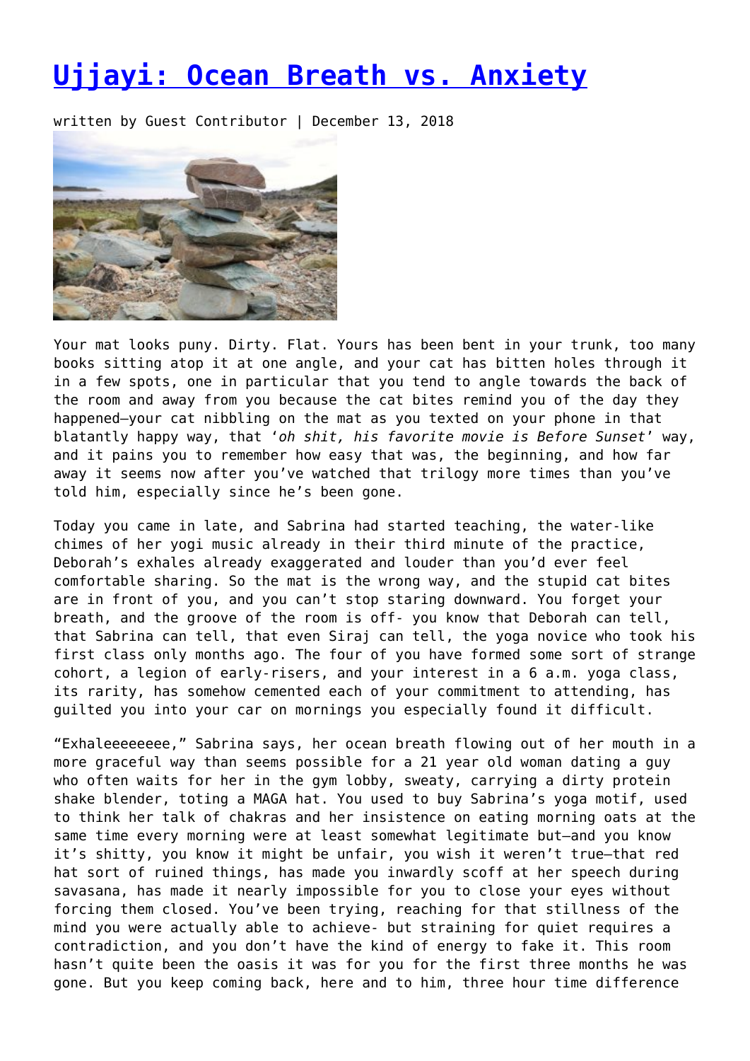# Ujjayi: Ocean Breath vs. Anxiety

written by Guest Contributor | December 13, 2018

Your mat looks puny. Dirty. Flat. Yours has been bent in your trunk, too many books sitting atop it at one angle, and your cat has bitten holes through it in a few spots, one in particular that you tend to angle towards the back of the room and away from you because the cat bites remind you of the day they happened—your cat nibbling on the mat as you texted on your phone in that blatantly happy way, that '*oh shit, his favorite movie is Before Sunset*' way, and it pains you to remember how easy that was, the beginning, and how far away it seems now after you've watched that trilogy more times than you've told him, especially since he's been gone.

Today you came in late, and Sabrina had started teaching, the water-like chimes of her yogi music already in their third minute of the practice, Deborah's exhales already exaggerated and louder than you'd ever feel comfortable sharing. So the mat is the wrong way, and the stupid cat bites are in front of you, and you can't stop staring downward. You forget your breath, and the groove of the room is off- you know that Deborah can tell, that Sabrina can tell, that even Siraj can tell, the yoga novice who took his first class only months ago. The four of you have formed some sort of strange cohort, a legion of early-risers, and your interest in a 6 a.m. yoga class, its rarity, has somehow cemented each of your commitment to attending, has guilted you into your car on mornings you especially found it difficult.

"Exhaleeeeeeee," Sabrina says, her ocean breath flowing out of her mouth in a more graceful way than seems possible for a 21 year old woman dating a guy who often waits for her in the gym lobby, sweaty, carrying a dirty protein shake blender, toting a MAGA hat. You used to buy Sabrina's yoga motif, used to think her talk of chakras and her insistence on eating morning oats at the same time every morning were at least somewhat legitimate but—and you know it's shitty, you know it might be unfair, you wish it weren't true—that red hat sort of ruined things, has made you inwardly scoff at her speech during savasana, has made it nearly impossible for you to close your eyes without forcing them closed. You've been trying, reaching for that stillness of the mind you were actually able to achieve- but straining for quiet requires a contradiction, and you don't have the kind of energy to fake it. This room hasn't quite been the oasis it was for you for the first three months he was gone. But you keep coming back, here and to him, three hour time difference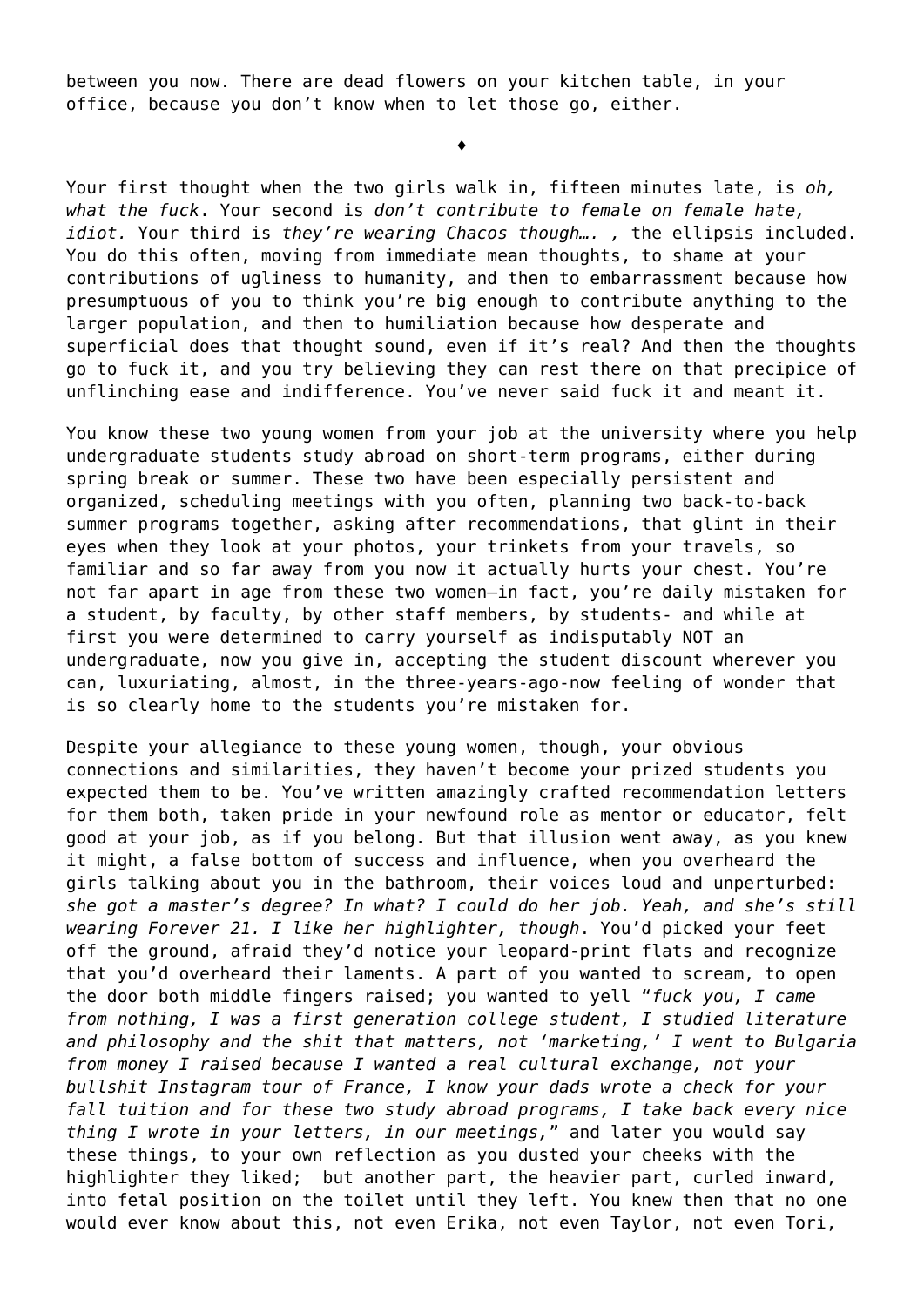between you now. There are dead flowers on your kitchen table, in your office, because you don't know when to let those go, either.

♦

Your first thought when the two girls walk in, fifteen minutes late, is *oh, what the fuck*. Your second is *don't contribute to female on female hate, idiot.* Your third is *they're wearing Chacos though…. ,* the ellipsis included. You do this often, moving from immediate mean thoughts, to shame at your contributions of ugliness to humanity, and then to embarrassment because how presumptuous of you to think you're big enough to contribute anything to the larger population, and then to humiliation because how desperate and superficial does that thought sound, even if it's real? And then the thoughts go to fuck it, and you try believing they can rest there on that precipice of unflinching ease and indifference. You've never said fuck it and meant it.

You know these two young women from your job at the university where you help undergraduate students study abroad on short-term programs, either during spring break or summer. These two have been especially persistent and organized, scheduling meetings with you often, planning two back-to-back summer programs together, asking after recommendations, that glint in their eyes when they look at your photos, your trinkets from your travels, so familiar and so far away from you now it actually hurts your chest. You're not far apart in age from these two women—in fact, you're daily mistaken for a student, by faculty, by other staff members, by students- and while at first you were determined to carry yourself as indisputably NOT an undergraduate, now you give in, accepting the student discount wherever you can, luxuriating, almost, in the three-years-ago-now feeling of wonder that is so clearly home to the students you're mistaken for.

Despite your allegiance to these young women, though, your obvious connections and similarities, they haven't become your prized students you expected them to be. You've written amazingly crafted recommendation letters for them both, taken pride in your newfound role as mentor or educator, felt good at your job, as if you belong. But that illusion went away, as you knew it might, a false bottom of success and influence, when you overheard the girls talking about you in the bathroom, their voices loud and unperturbed: *she got a master's degree? In what? I could do her job. Yeah, and she's still wearing Forever 21. I like her highlighter, though*. You'd picked your feet off the ground, afraid they'd notice your leopard-print flats and recognize that you'd overheard their laments. A part of you wanted to scream, to open the door both middle fingers raised; you wanted to yell "*fuck you, I came from nothing, I was a first generation college student, I studied literature and philosophy and the shit that matters, not 'marketing,' I went to Bulgaria from money I raised because I wanted a real cultural exchange, not your bullshit Instagram tour of France, I know your dads wrote a check for your fall tuition and for these two study abroad programs, I take back every nice thing I wrote in your letters, in our meetings,*" and later you would say these things, to your own reflection as you dusted your cheeks with the highlighter they liked; but another part, the heavier part, curled inward, into fetal position on the toilet until they left. You knew then that no one would ever know about this, not even Erika, not even Taylor, not even Tori,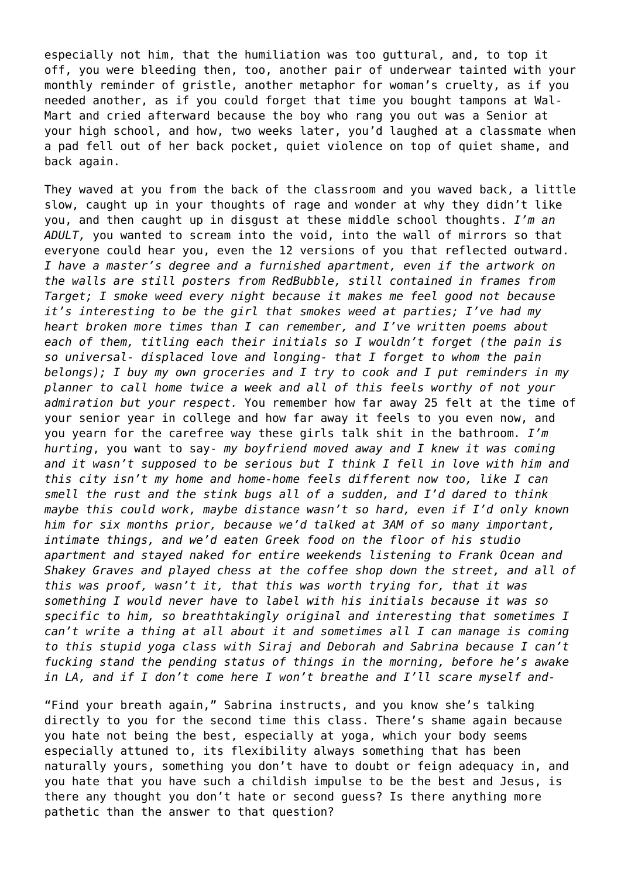especially not him, that the humiliation was too guttural, and, to top it off, you were bleeding then, too, another pair of underwear tainted with your monthly reminder of gristle, another metaphor for woman's cruelty, as if you needed another, as if you could forget that time you bought tampons at Wal-Mart and cried afterward because the boy who rang you out was a Senior at your high school, and how, two weeks later, you'd laughed at a classmate when a pad fell out of her back pocket, quiet violence on top of quiet shame, and back again.

They waved at you from the back of the classroom and you waved back, a little slow, caught up in your thoughts of rage and wonder at why they didn't like you, and then caught up in disgust at these middle school thoughts. *I'm an ADULT,* you wanted to scream into the void, into the wall of mirrors so that everyone could hear you, even the 12 versions of you that reflected outward. *I have a master's degree and a furnished apartment, even if the artwork on the walls are still posters from RedBubble, still contained in frames from Target; I smoke weed every night because it makes me feel good not because it's interesting to be the girl that smokes weed at parties; I've had my heart broken more times than I can remember, and I've written poems about each of them, titling each their initials so I wouldn't forget (the pain is so universal- displaced love and longing- that I forget to whom the pain belongs); I buy my own groceries and I try to cook and I put reminders in my planner to call home twice a week and all of this feels worthy of not your admiration but your respect.* You remember how far away 25 felt at the time of your senior year in college and how far away it feels to you even now, and you yearn for the carefree way these girls talk shit in the bathroom*. I'm hurting*, you want to say- *my boyfriend moved away and I knew it was coming and it wasn't supposed to be serious but I think I fell in love with him and this city isn't my home and home-home feels different now too, like I can smell the rust and the stink bugs all of a sudden, and I'd dared to think maybe this could work, maybe distance wasn't so hard, even if I'd only known him for six months prior, because we'd talked at 3AM of so many important, intimate things, and we'd eaten Greek food on the floor of his studio apartment and stayed naked for entire weekends listening to Frank Ocean and Shakey Graves and played chess at the coffee shop down the street, and all of this was proof, wasn't it, that this was worth trying for, that it was something I would never have to label with his initials because it was so specific to him, so breathtakingly original and interesting that sometimes I can't write a thing at all about it and sometimes all I can manage is coming to this stupid yoga class with Siraj and Deborah and Sabrina because I can't fucking stand the pending status of things in the morning, before he's awake in LA, and if I don't come here I won't breathe and I'll scare myself and-*

"Find your breath again," Sabrina instructs, and you know she's talking directly to you for the second time this class. There's shame again because you hate not being the best, especially at yoga, which your body seems especially attuned to, its flexibility always something that has been naturally yours, something you don't have to doubt or feign adequacy in, and you hate that you have such a childish impulse to be the best and Jesus, is there any thought you don't hate or second guess? Is there anything more pathetic than the answer to that question?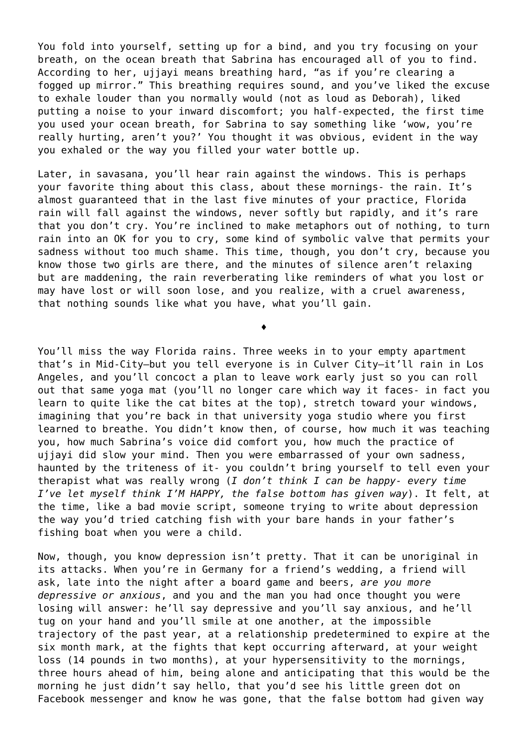You fold into yourself, setting up for a bind, and you try focusing on your breath, on the ocean breath that Sabrina has encouraged all of you to find. According to her, ujjayi means breathing hard, "as if you're clearing a fogged up mirror." This breathing requires sound, and you've liked the excuse to exhale louder than you normally would (not as loud as Deborah), liked putting a noise to your inward discomfort; you half-expected, the first time you used your ocean breath, for Sabrina to say something like 'wow, you're really hurting, aren't you?' You thought it was obvious, evident in the way you exhaled or the way you filled your water bottle up.

Later, in savasana, you'll hear rain against the windows. This is perhaps your favorite thing about this class, about these mornings- the rain. It's almost guaranteed that in the last five minutes of your practice, Florida rain will fall against the windows, never softly but rapidly, and it's rare that you don't cry. You're inclined to make metaphors out of nothing, to turn rain into an OK for you to cry, some kind of symbolic valve that permits your sadness without too much shame. This time, though, you don't cry, because you know those two girls are there, and the minutes of silence aren't relaxing but are maddening, the rain reverberating like reminders of what you lost or may have lost or will soon lose, and you realize, with a cruel awareness, that nothing sounds like what you have, what you'll gain.

♦

You'll miss the way Florida rains. Three weeks in to your empty apartment that's in Mid-City—but you tell everyone is in Culver City—it'll rain in Los Angeles, and you'll concoct a plan to leave work early just so you can roll out that same yoga mat (you'll no longer care which way it faces- in fact you learn to quite like the cat bites at the top), stretch toward your windows, imagining that you're back in that university yoga studio where you first learned to breathe. You didn't know then, of course, how much it was teaching you, how much Sabrina's voice did comfort you, how much the practice of ujjayi did slow your mind. Then you were embarrassed of your own sadness, haunted by the triteness of it- you couldn't bring yourself to tell even your therapist what was really wrong (*I don't think I can be happy- every time I've let myself think I'M HAPPY, the false bottom has given way*). It felt, at the time, like a bad movie script, someone trying to write about depression the way you'd tried catching fish with your bare hands in your father's fishing boat when you were a child.

Now, though, you know depression isn't pretty. That it can be unoriginal in its attacks. When you're in Germany for a friend's wedding, a friend will ask, late into the night after a board game and beers, *are you more depressive or anxious*, and you and the man you had once thought you were losing will answer: he'll say depressive and you'll say anxious, and he'll tug on your hand and you'll smile at one another, at the impossible trajectory of the past year, at a relationship predetermined to expire at the six month mark, at the fights that kept occurring afterward, at your weight loss (14 pounds in two months), at your hypersensitivity to the mornings, three hours ahead of him, being alone and anticipating that this would be the morning he just didn't say hello, that you'd see his little green dot on Facebook messenger and know he was gone, that the false bottom had given way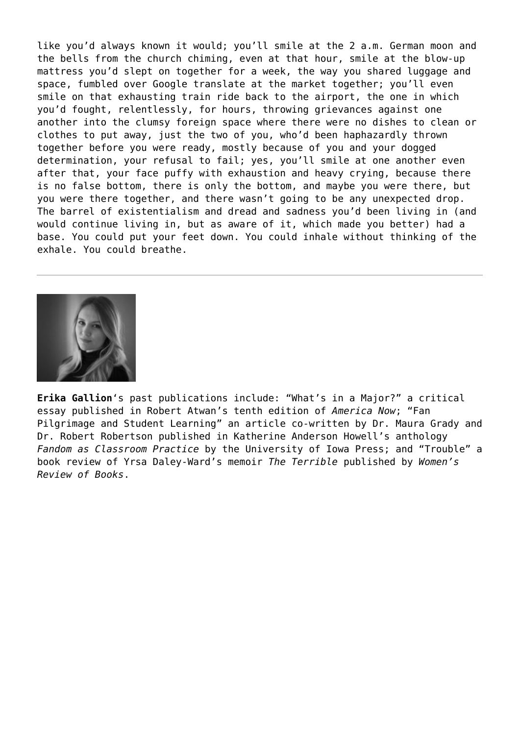like you'd always known it would; you'll smile at the 2 a.m. German moon and the bells from the church chiming, even at that hour, smile at the blow-up mattress you'd slept on together for a week, the way you shared luggage and space, fumbled over Google translate at the market together; you'll even smile on that exhausting train ride back to the airport, the one in which you'd fought, relentlessly, for hours, throwing grievances against one another into the clumsy foreign space where there were no dishes to clean or clothes to put away, just the two of you, who'd been haphazardly thrown together before you were ready, mostly because of you and your dogged determination, your refusal to fail; yes, you'll smile at one another even after that, your face puffy with exhaustion and heavy crying, because there is no false bottom, there is only the bottom, and maybe you were there, but you were there together, and there wasn't going to be any unexpected drop. The barrel of existentialism and dread and sadness you'd been living in (and would continue living in, but as aware of it, which made you better) had a base. You could put your feet down. You could inhale without thinking of the exhale. You could breathe.

---

**Erika Gallion**'s past publications include: "What's in a Major?" a critical essay published in Robert Atwan's tenth edition of *America Now*; "Fan Pilgrimage and Student Learning" an article co-written by Dr. Maura Grady and Dr. Robert Robertson published in Katherine Anderson Howell's anthology *Fandom as Classroom Practice* by the University of Iowa Press; and "Trouble" a book review of Yrsa Daley-Ward's memoir *The Terrible* published by *Women's Review of Books*.